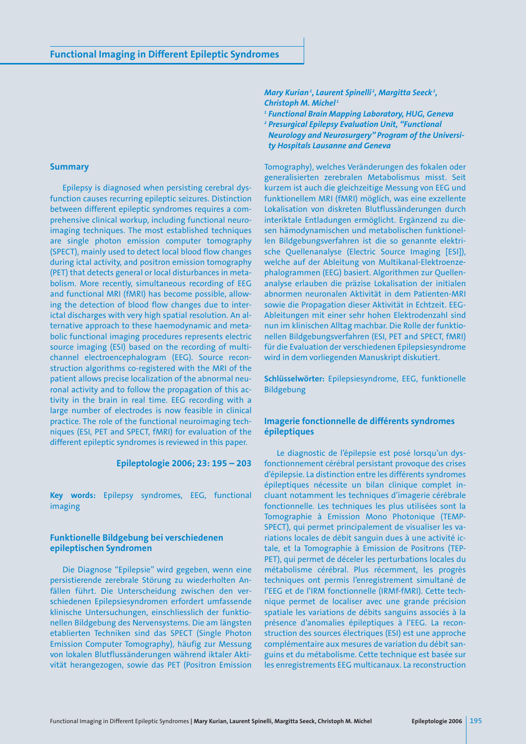# Functional Imaging in Different Epileptic Syndromes

*Mary Kurian[1], Laurent Spinelli[2], Margitta Seeck[2], Christoph M. Michel[1]*

*[1] Functional Brain Mapping Laboratory, HUG, Geneva*
*[2] Presurgical Epilepsy Evaluation Unit, "Functional Neurology and Neurosurgery" Program of the University Hospitals Lausanne and Geneva*

## Summary

Epilepsy is diagnosed when persisting cerebral dysfunction causes recurring epileptic seizures. Distinction between different epileptic syndromes requires a comprehensive clinical workup, including functional neuroimaging techniques. The most established techniques are single photon emission computer tomography (SPECT), mainly used to detect local blood flow changes during ictal activity, and positron emission tomography (PET) that detects general or local disturbances in metabolism. More recently, simultaneous recording of EEG and functional MRI (fMRI) has become possible, allowing the detection of blood flow changes due to interictal discharges with very high spatial resolution. An alternative approach to these haemodynamic and metabolic functional imaging procedures represents electric source imaging (ESI) based on the recording of multichannel electroencephalogram (EEG). Source reconstruction algorithms co-registered with the MRI of the patient allows precise localization of the abnormal neuronal activity and to follow the propagation of this activity in the brain in real time. EEG recording with a large number of electrodes is now feasible in clinical practice. The role of the functional neuroimaging techniques (ESI, PET and SPECT, fMRI) for evaluation of the different epileptic syndromes is reviewed in this paper.

**Epileptologie 2006; 23: 195 – 203**

**Key words:** Epilepsy syndromes, EEG, functional imaging

## Funktionelle Bildgebung bei verschiedenen epileptischen Syndromen

Die Diagnose "Epilepsie" wird gegeben, wenn eine persistierende zerebrale Störung zu wiederholten Anfällen führt. Die Unterscheidung zwischen den verschiedenen Epilepsiesyndromen erfordert umfassende klinische Untersuchungen, einschliesslich der funktionellen Bildgebung des Nervensystems. Die am längsten etablierten Techniken sind das SPECT (Single Photon Emission Computer Tomography), häufig zur Messung von lokalen Blutflussänderungen während iktaler Aktivität herangezogen, sowie das PET (Positron Emission Tomography), welches Veränderungen des fokalen oder generalisierten zerebralen Metabolismus misst. Seit kurzem ist auch die gleichzeitige Messung von EEG und funktionellem MRI (fMRI) möglich, was eine exzellente Lokalisation von diskreten Blutflussänderungen durch interiktale Entladungen ermöglicht. Ergänzend zu diesen hämodynamischen und metabolischen funktionellen Bildgebungsverfahren ist die so genannte elektrische Quellenanalyse (Electric Source Imaging [ESI]), welche auf der Ableitung von Multikanal-Elektroenzephalogrammen (EEG) basiert. Algorithmen zur Quellenanalyse erlauben die präzise Lokalisation der initialen abnormen neuronalen Aktivität im Patienten-MRI sowie die Propagation dieser Aktivität in Echtzeit. EEG-Ableitungen mit einer sehr hohen Elektrodenzahl sind nun im klinischen Alltag machbar. Die Rolle der funktionellen Bildgebungsverfahren (ESI, PET und SPECT, fMRI) für die Evaluation der verschiedenen Epilepsiesyndrome wird in dem vorliegenden Manuskript diskutiert.

**Schlüsselwörter:** Epilepsiesyndrome, EEG, funktionelle Bildgebung

## Imagerie fonctionnelle de différents syndromes épileptiques

Le diagnostic de l'épilepsie est posé lorsqu'un dysfonctionnement cérébral persistant provoque des crises d'épilepsie. La distinction entre les différents syndromes épileptiques nécessite un bilan clinique complet incluant notamment les techniques d'imagerie cérébrale fonctionnelle. Les techniques les plus utilisées sont la Tomographie à Emission Mono Photonique (TEMP-SPECT), qui permet principalement de visualiser les variations locales de débit sanguin dues à une activité ictale, et la Tomographie à Emission de Positrons (TEP-PET), qui permet de déceler les perturbations locales du métabolisme cérébral. Plus récemment, les progrès techniques ont permis l'enregistrement simultané de l'EEG et de l'IRM fonctionnelle (IRMf-fMRI). Cette technique permet de localiser avec une grande précision spatiale les variations de débits sanguins associés à la présence d'anomalies épileptiques à l'EEG. La reconstruction des sources électriques (ESI) est une approche complémentaire aux mesures de variation du débit sanguins et du métabolisme. Cette technique est basée sur les enregistrements EEG multicanaux. La reconstruction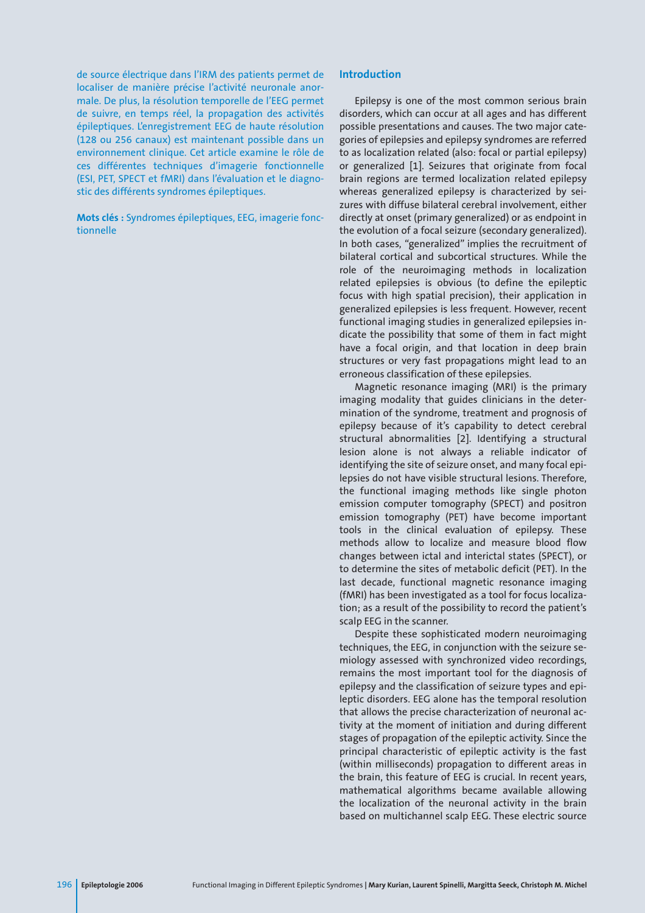de source électrique dans l'IRM des patients permet de localiser de manière précise l'activité neuronale anormale. De plus, la résolution temporelle de l'EEG permet de suivre, en temps réel, la propagation des activités épileptiques. L'enregistrement EEG de haute résolution (128 ou 256 canaux) est maintenant possible dans un environnement clinique. Cet article examine le rôle de ces différentes techniques d'imagerie fonctionnelle (ESI, PET, SPECT et fMRI) dans l'évaluation et le diagnostic des différents syndromes épileptiques.

**Mots clés :** Syndromes épileptiques, EEG, imagerie fonctionnelle

## Introduction

Epilepsy is one of the most common serious brain disorders, which can occur at all ages and has different possible presentations and causes. The two major categories of epilepsies and epilepsy syndromes are referred to as localization related (also: focal or partial epilepsy) or generalized [1]. Seizures that originate from focal brain regions are termed localization related epilepsy whereas generalized epilepsy is characterized by seizures with diffuse bilateral cerebral involvement, either directly at onset (primary generalized) or as endpoint in the evolution of a focal seizure (secondary generalized). In both cases, "generalized" implies the recruitment of bilateral cortical and subcortical structures. While the role of the neuroimaging methods in localization related epilepsies is obvious (to define the epileptic focus with high spatial precision), their application in generalized epilepsies is less frequent. However, recent functional imaging studies in generalized epilepsies indicate the possibility that some of them in fact might have a focal origin, and that location in deep brain structures or very fast propagations might lead to an erroneous classification of these epilepsies.

Magnetic resonance imaging (MRI) is the primary imaging modality that guides clinicians in the determination of the syndrome, treatment and prognosis of epilepsy because of it's capability to detect cerebral structural abnormalities [2]. Identifying a structural lesion alone is not always a reliable indicator of identifying the site of seizure onset, and many focal epilepsies do not have visible structural lesions. Therefore, the functional imaging methods like single photon emission computer tomography (SPECT) and positron emission tomography (PET) have become important tools in the clinical evaluation of epilepsy. These methods allow to localize and measure blood flow changes between ictal and interictal states (SPECT), or to determine the sites of metabolic deficit (PET). In the last decade, functional magnetic resonance imaging (fMRI) has been investigated as a tool for focus localization; as a result of the possibility to record the patient's scalp EEG in the scanner.

Despite these sophisticated modern neuroimaging techniques, the EEG, in conjunction with the seizure semiology assessed with synchronized video recordings, remains the most important tool for the diagnosis of epilepsy and the classification of seizure types and epileptic disorders. EEG alone has the temporal resolution that allows the precise characterization of neuronal activity at the moment of initiation and during different stages of propagation of the epileptic activity. Since the principal characteristic of epileptic activity is the fast (within milliseconds) propagation to different areas in the brain, this feature of EEG is crucial. In recent years, mathematical algorithms became available allowing the localization of the neuronal activity in the brain based on multichannel scalp EEG. These electric source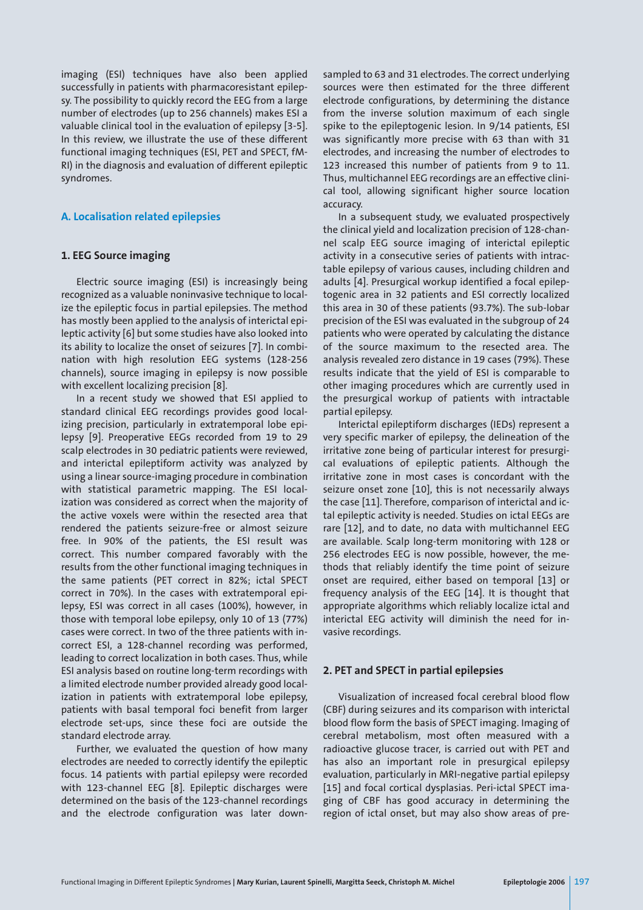imaging (ESI) techniques have also been applied successfully in patients with pharmacoresistant epilepsy. The possibility to quickly record the EEG from a large number of electrodes (up to 256 channels) makes ESI a valuable clinical tool in the evaluation of epilepsy [3-5]. In this review, we illustrate the use of these different functional imaging techniques (ESI, PET and SPECT, fMRI) in the diagnosis and evaluation of different epileptic syndromes.

## A. Localisation related epilepsies

### 1. EEG Source imaging

Electric source imaging (ESI) is increasingly being recognized as a valuable noninvasive technique to localize the epileptic focus in partial epilepsies. The method has mostly been applied to the analysis of interictal epileptic activity [6] but some studies have also looked into its ability to localize the onset of seizures [7]. In combination with high resolution EEG systems (128-256 channels), source imaging in epilepsy is now possible with excellent localizing precision [8].

In a recent study we showed that ESI applied to standard clinical EEG recordings provides good localizing precision, particularly in extratemporal lobe epilepsy [9]. Preoperative EEGs recorded from 19 to 29 scalp electrodes in 30 pediatric patients were reviewed, and interictal epileptiform activity was analyzed by using a linear source-imaging procedure in combination with statistical parametric mapping. The ESI localization was considered as correct when the majority of the active voxels were within the resected area that rendered the patients seizure-free or almost seizure free. In 90% of the patients, the ESI result was correct. This number compared favorably with the results from the other functional imaging techniques in the same patients (PET correct in 82%; ictal SPECT correct in 70%). In the cases with extratemporal epilepsy, ESI was correct in all cases (100%), however, in those with temporal lobe epilepsy, only 10 of 13 (77%) cases were correct. In two of the three patients with incorrect ESI, a 128-channel recording was performed, leading to correct localization in both cases. Thus, while ESI analysis based on routine long-term recordings with a limited electrode number provided already good localization in patients with extratemporal lobe epilepsy, patients with basal temporal foci benefit from larger electrode set-ups, since these foci are outside the standard electrode array.

Further, we evaluated the question of how many electrodes are needed to correctly identify the epileptic focus. 14 patients with partial epilepsy were recorded with 123-channel EEG [8]. Epileptic discharges were determined on the basis of the 123-channel recordings and the electrode configuration was later down-sampled to 63 and 31 electrodes. The correct underlying sources were then estimated for the three different electrode configurations, by determining the distance from the inverse solution maximum of each single spike to the epileptogenic lesion. In 9/14 patients, ESI was significantly more precise with 63 than with 31 electrodes, and increasing the number of electrodes to 123 increased this number of patients from 9 to 11. Thus, multichannel EEG recordings are an effective clinical tool, allowing significant higher source location accuracy.

In a subsequent study, we evaluated prospectively the clinical yield and localization precision of 128-channel scalp EEG source imaging of interictal epileptic activity in a consecutive series of patients with intractable epilepsy of various causes, including children and adults [4]. Presurgical workup identified a focal epileptogenic area in 32 patients and ESI correctly localized this area in 30 of these patients (93.7%). The sub-lobar precision of the ESI was evaluated in the subgroup of 24 patients who were operated by calculating the distance of the source maximum to the resected area. The analysis revealed zero distance in 19 cases (79%). These results indicate that the yield of ESI is comparable to other imaging procedures which are currently used in the presurgical workup of patients with intractable partial epilepsy.

Interictal epileptiform discharges (IEDs) represent a very specific marker of epilepsy, the delineation of the irritative zone being of particular interest for presurgical evaluations of epileptic patients. Although the irritative zone in most cases is concordant with the seizure onset zone [10], this is not necessarily always the case [11]. Therefore, comparison of interictal and ictal epileptic activity is needed. Studies on ictal EEGs are rare [12], and to date, no data with multichannel EEG are available. Scalp long-term monitoring with 128 or 256 electrodes EEG is now possible, however, the methods that reliably identify the time point of seizure onset are required, either based on temporal [13] or frequency analysis of the EEG [14]. It is thought that appropriate algorithms which reliably localize ictal and interictal EEG activity will diminish the need for invasive recordings.

### 2. PET and SPECT in partial epilepsies

Visualization of increased focal cerebral blood flow (CBF) during seizures and its comparison with interictal blood flow form the basis of SPECT imaging. Imaging of cerebral metabolism, most often measured with a radioactive glucose tracer, is carried out with PET and has also an important role in presurgical epilepsy evaluation, particularly in MRI-negative partial epilepsy [15] and focal cortical dysplasias. Peri-ictal SPECT imaging of CBF has good accuracy in determining the region of ictal onset, but may also show areas of pre-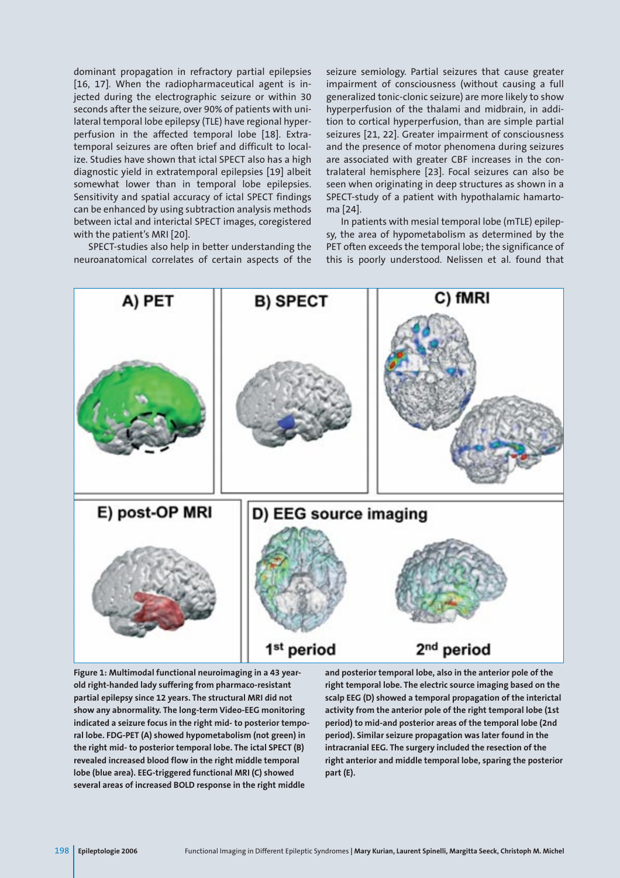dominant propagation in refractory partial epilepsies [16, 17]. When the radiopharmaceutical agent is injected during the electrographic seizure or within 30 seconds after the seizure, over 90% of patients with unilateral temporal lobe epilepsy (TLE) have regional hyperperfusion in the affected temporal lobe [18]. Extratemporal seizures are often brief and difficult to localize. Studies have shown that ictal SPECT also has a high diagnostic yield in extratemporal epilepsies [19] albeit somewhat lower than in temporal lobe epilepsies. Sensitivity and spatial accuracy of ictal SPECT findings can be enhanced by using subtraction analysis methods between ictal and interictal SPECT images, coregistered with the patient's MRI [20].

SPECT-studies also help in better understanding the neuroanatomical correlates of certain aspects of the seizure semiology. Partial seizures that cause greater impairment of consciousness (without causing a full generalized tonic-clonic seizure) are more likely to show hyperperfusion of the thalami and midbrain, in addition to cortical hyperperfusion, than are simple partial seizures [21, 22]. Greater impairment of consciousness and the presence of motor phenomena during seizures are associated with greater CBF increases in the contralateral hemisphere [23]. Focal seizures can also be seen when originating in deep structures as shown in a SPECT-study of a patient with hypothalamic hamartoma [24].

In patients with mesial temporal lobe (mTLE) epilepsy, the area of hypometabolism as determined by the PET often exceeds the temporal lobe; the significance of this is poorly understood. Nelissen et al. found that

**Figure 1: Multimodal functional neuroimaging in a 43 year-old right-handed lady suffering from pharmaco-resistant partial epilepsy since 12 years. The structural MRI did not show any abnormality. The long-term Video-EEG monitoring indicated a seizure focus in the right mid- to posterior temporal lobe. FDG-PET (A) showed hypometabolism (not green) in the right mid- to posterior temporal lobe. The ictal SPECT (B) revealed increased blood flow in the right middle temporal lobe (blue area). EEG-triggered functional MRI (C) showed several areas of increased BOLD response in the right middle and posterior temporal lobe, also in the anterior pole of the right temporal lobe. The electric source imaging based on the scalp EEG (D) showed a temporal propagation of the interictal activity from the anterior pole of the right temporal lobe (1st period) to mid-and posterior areas of the temporal lobe (2nd period). Similar seizure propagation was later found in the intracranial EEG. The surgery included the resection of the right anterior and middle temporal lobe, sparing the posterior part (E).**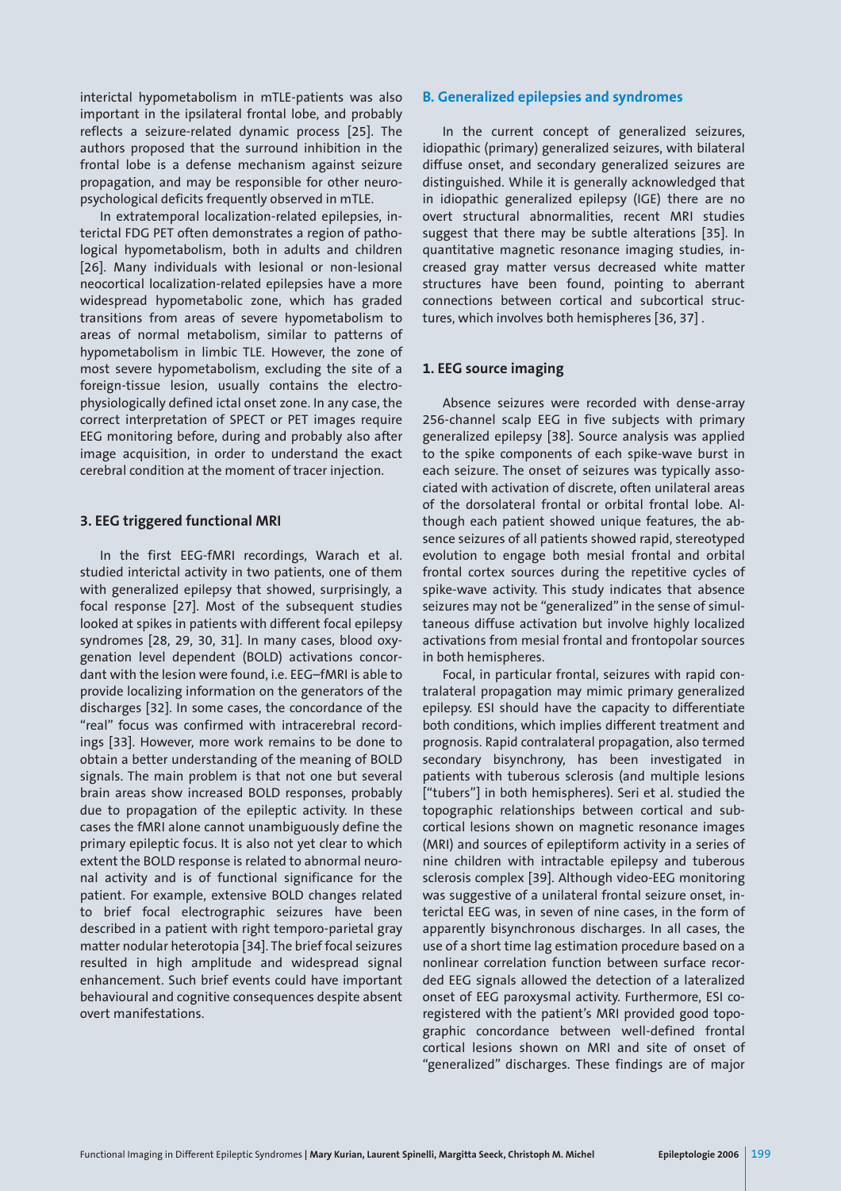interictal hypometabolism in mTLE-patients was also important in the ipsilateral frontal lobe, and probably reflects a seizure-related dynamic process [25]. The authors proposed that the surround inhibition in the frontal lobe is a defense mechanism against seizure propagation, and may be responsible for other neuropsychological deficits frequently observed in mTLE.

In extratemporal localization-related epilepsies, interictal FDG PET often demonstrates a region of pathological hypometabolism, both in adults and children [26]. Many individuals with lesional or non-lesional neocortical localization-related epilepsies have a more widespread hypometabolic zone, which has graded transitions from areas of severe hypometabolism to areas of normal metabolism, similar to patterns of hypometabolism in limbic TLE. However, the zone of most severe hypometabolism, excluding the site of a foreign-tissue lesion, usually contains the electrophysiologically defined ictal onset zone. In any case, the correct interpretation of SPECT or PET images require EEG monitoring before, during and probably also after image acquisition, in order to understand the exact cerebral condition at the moment of tracer injection.

### 3. EEG triggered functional MRI

In the first EEG-fMRI recordings, Warach et al. studied interictal activity in two patients, one of them with generalized epilepsy that showed, surprisingly, a focal response [27]. Most of the subsequent studies looked at spikes in patients with different focal epilepsy syndromes [28, 29, 30, 31]. In many cases, blood oxygenation level dependent (BOLD) activations concordant with the lesion were found, i.e. EEG–fMRI is able to provide localizing information on the generators of the discharges [32]. In some cases, the concordance of the "real" focus was confirmed with intracerebral recordings [33]. However, more work remains to be done to obtain a better understanding of the meaning of BOLD signals. The main problem is that not one but several brain areas show increased BOLD responses, probably due to propagation of the epileptic activity. In these cases the fMRI alone cannot unambiguously define the primary epileptic focus. It is also not yet clear to which extent the BOLD response is related to abnormal neuronal activity and is of functional significance for the patient. For example, extensive BOLD changes related to brief focal electrographic seizures have been described in a patient with right temporo-parietal gray matter nodular heterotopia [34]. The brief focal seizures resulted in high amplitude and widespread signal enhancement. Such brief events could have important behavioural and cognitive consequences despite absent overt manifestations.

## B. Generalized epilepsies and syndromes

In the current concept of generalized seizures, idiopathic (primary) generalized seizures, with bilateral diffuse onset, and secondary generalized seizures are distinguished. While it is generally acknowledged that in idiopathic generalized epilepsy (IGE) there are no overt structural abnormalities, recent MRI studies suggest that there may be subtle alterations [35]. In quantitative magnetic resonance imaging studies, increased gray matter versus decreased white matter structures have been found, pointing to aberrant connections between cortical and subcortical structures, which involves both hemispheres [36, 37] .

### 1. EEG source imaging

Absence seizures were recorded with dense-array 256-channel scalp EEG in five subjects with primary generalized epilepsy [38]. Source analysis was applied to the spike components of each spike-wave burst in each seizure. The onset of seizures was typically associated with activation of discrete, often unilateral areas of the dorsolateral frontal or orbital frontal lobe. Although each patient showed unique features, the absence seizures of all patients showed rapid, stereotyped evolution to engage both mesial frontal and orbital frontal cortex sources during the repetitive cycles of spike-wave activity. This study indicates that absence seizures may not be "generalized" in the sense of simultaneous diffuse activation but involve highly localized activations from mesial frontal and frontopolar sources in both hemispheres.

Focal, in particular frontal, seizures with rapid contralateral propagation may mimic primary generalized epilepsy. ESI should have the capacity to differentiate both conditions, which implies different treatment and prognosis. Rapid contralateral propagation, also termed secondary bisynchrony, has been investigated in patients with tuberous sclerosis (and multiple lesions ["tubers"] in both hemispheres). Seri et al. studied the topographic relationships between cortical and subcortical lesions shown on magnetic resonance images (MRI) and sources of epileptiform activity in a series of nine children with intractable epilepsy and tuberous sclerosis complex [39]. Although video-EEG monitoring was suggestive of a unilateral frontal seizure onset, interictal EEG was, in seven of nine cases, in the form of apparently bisynchronous discharges. In all cases, the use of a short time lag estimation procedure based on a nonlinear correlation function between surface recorded EEG signals allowed the detection of a lateralized onset of EEG paroxysmal activity. Furthermore, ESI coregistered with the patient's MRI provided good topographic concordance between well-defined frontal cortical lesions shown on MRI and site of onset of "generalized" discharges. These findings are of major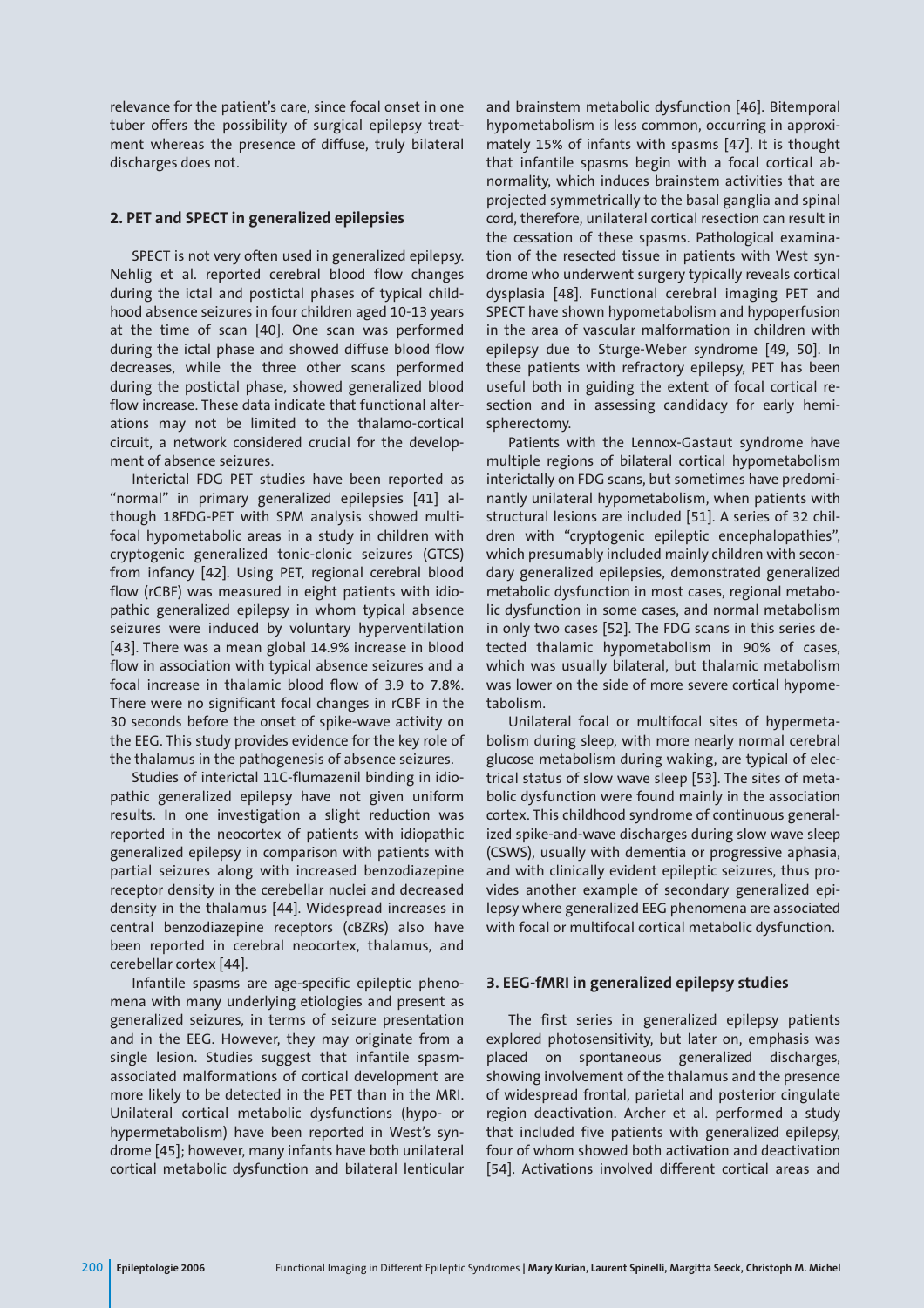relevance for the patient's care, since focal onset in one tuber offers the possibility of surgical epilepsy treatment whereas the presence of diffuse, truly bilateral discharges does not.

## 2. PET and SPECT in generalized epilepsies

SPECT is not very often used in generalized epilepsy. Nehlig et al. reported cerebral blood flow changes during the ictal and postictal phases of typical childhood absence seizures in four children aged 10-13 years at the time of scan [40]. One scan was performed during the ictal phase and showed diffuse blood flow decreases, while the three other scans performed during the postictal phase, showed generalized blood flow increase. These data indicate that functional alterations may not be limited to the thalamo-cortical circuit, a network considered crucial for the development of absence seizures.

Interictal FDG PET studies have been reported as "normal" in primary generalized epilepsies [41] although 18FDG-PET with SPM analysis showed multifocal hypometabolic areas in a study in children with cryptogenic generalized tonic-clonic seizures (GTCS) from infancy [42]. Using PET, regional cerebral blood flow (rCBF) was measured in eight patients with idiopathic generalized epilepsy in whom typical absence seizures were induced by voluntary hyperventilation [43]. There was a mean global 14.9% increase in blood flow in association with typical absence seizures and a focal increase in thalamic blood flow of 3.9 to 7.8%. There were no significant focal changes in rCBF in the 30 seconds before the onset of spike-wave activity on the EEG. This study provides evidence for the key role of the thalamus in the pathogenesis of absence seizures.

Studies of interictal 11C-flumazenil binding in idiopathic generalized epilepsy have not given uniform results. In one investigation a slight reduction was reported in the neocortex of patients with idiopathic generalized epilepsy in comparison with patients with partial seizures along with increased benzodiazepine receptor density in the cerebellar nuclei and decreased density in the thalamus [44]. Widespread increases in central benzodiazepine receptors (cBZRs) also have been reported in cerebral neocortex, thalamus, and cerebellar cortex [44].

Infantile spasms are age-specific epileptic phenomena with many underlying etiologies and present as generalized seizures, in terms of seizure presentation and in the EEG. However, they may originate from a single lesion. Studies suggest that infantile spasm-associated malformations of cortical development are more likely to be detected in the PET than in the MRI. Unilateral cortical metabolic dysfunctions (hypo- or hypermetabolism) have been reported in West's syndrome [45]; however, many infants have both unilateral cortical metabolic dysfunction and bilateral lenticular and brainstem metabolic dysfunction [46]. Bitemporal hypometabolism is less common, occurring in approximately 15% of infants with spasms [47]. It is thought that infantile spasms begin with a focal cortical abnormality, which induces brainstem activities that are projected symmetrically to the basal ganglia and spinal cord, therefore, unilateral cortical resection can result in the cessation of these spasms. Pathological examination of the resected tissue in patients with West syndrome who underwent surgery typically reveals cortical dysplasia [48]. Functional cerebral imaging PET and SPECT have shown hypometabolism and hypoperfusion in the area of vascular malformation in children with epilepsy due to Sturge-Weber syndrome [49, 50]. In these patients with refractory epilepsy, PET has been useful both in guiding the extent of focal cortical resection and in assessing candidacy for early hemispherectomy.

Patients with the Lennox-Gastaut syndrome have multiple regions of bilateral cortical hypometabolism interictally on FDG scans, but sometimes have predominantly unilateral hypometabolism, when patients with structural lesions are included [51]. A series of 32 children with "cryptogenic epileptic encephalopathies", which presumably included mainly children with secondary generalized epilepsies, demonstrated generalized metabolic dysfunction in most cases, regional metabolic dysfunction in some cases, and normal metabolism in only two cases [52]. The FDG scans in this series detected thalamic hypometabolism in 90% of cases, which was usually bilateral, but thalamic metabolism was lower on the side of more severe cortical hypometabolism.

Unilateral focal or multifocal sites of hypermetabolism during sleep, with more nearly normal cerebral glucose metabolism during waking, are typical of electrical status of slow wave sleep [53]. The sites of metabolic dysfunction were found mainly in the association cortex. This childhood syndrome of continuous generalized spike-and-wave discharges during slow wave sleep (CSWS), usually with dementia or progressive aphasia, and with clinically evident epileptic seizures, thus provides another example of secondary generalized epilepsy where generalized EEG phenomena are associated with focal or multifocal cortical metabolic dysfunction.

## 3. EEG-fMRI in generalized epilepsy studies

The first series in generalized epilepsy patients explored photosensitivity, but later on, emphasis was placed on spontaneous generalized discharges, showing involvement of the thalamus and the presence of widespread frontal, parietal and posterior cingulate region deactivation. Archer et al. performed a study that included five patients with generalized epilepsy, four of whom showed both activation and deactivation [54]. Activations involved different cortical areas and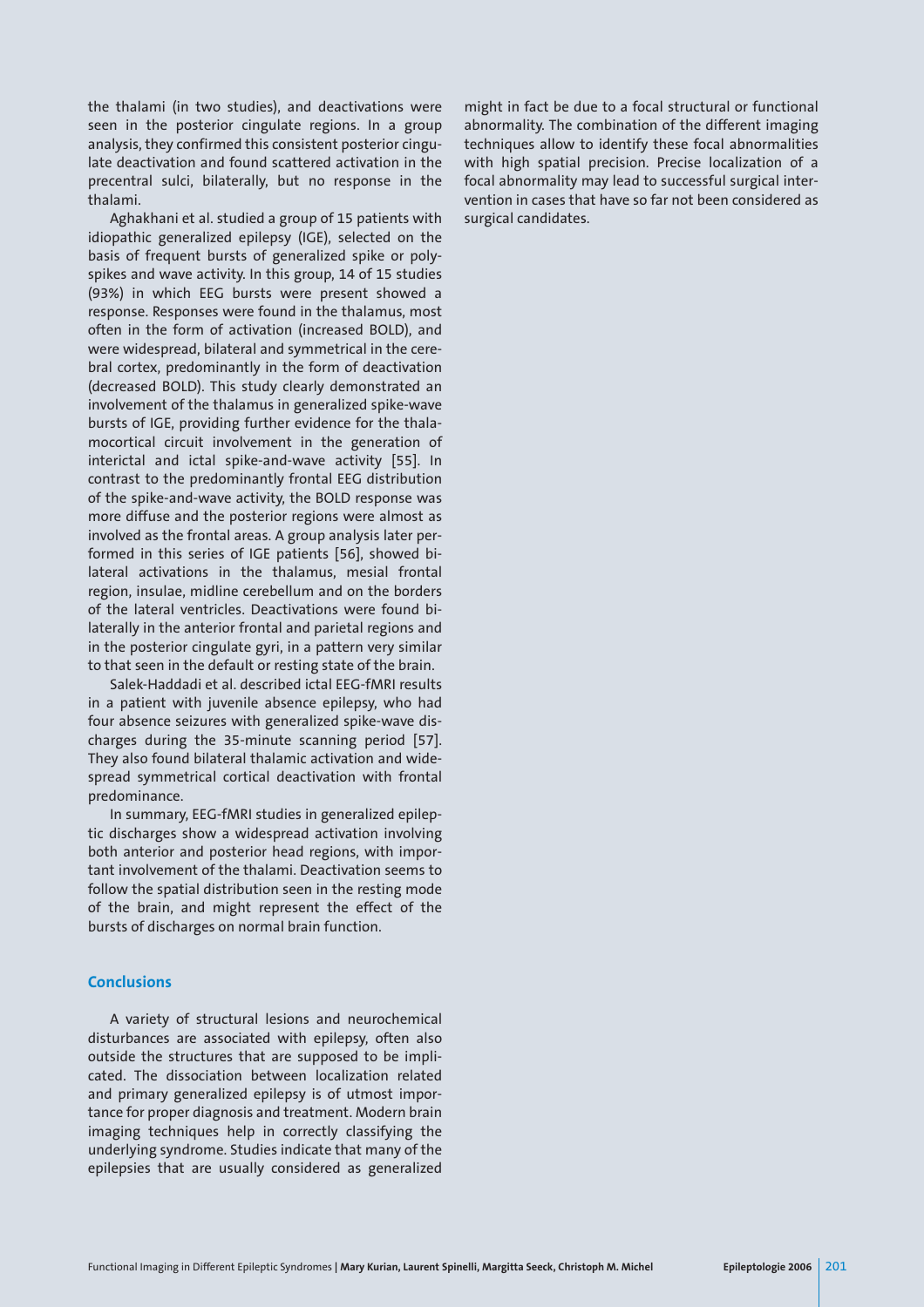the thalami (in two studies), and deactivations were seen in the posterior cingulate regions. In a group analysis, they confirmed this consistent posterior cingulate deactivation and found scattered activation in the precentral sulci, bilaterally, but no response in the thalami.

Aghakhani et al. studied a group of 15 patients with idiopathic generalized epilepsy (IGE), selected on the basis of frequent bursts of generalized spike or polyspikes and wave activity. In this group, 14 of 15 studies (93%) in which EEG bursts were present showed a response. Responses were found in the thalamus, most often in the form of activation (increased BOLD), and were widespread, bilateral and symmetrical in the cerebral cortex, predominantly in the form of deactivation (decreased BOLD). This study clearly demonstrated an involvement of the thalamus in generalized spike-wave bursts of IGE, providing further evidence for the thalamocortical circuit involvement in the generation of interictal and ictal spike-and-wave activity [55]. In contrast to the predominantly frontal EEG distribution of the spike-and-wave activity, the BOLD response was more diffuse and the posterior regions were almost as involved as the frontal areas. A group analysis later performed in this series of IGE patients [56], showed bilateral activations in the thalamus, mesial frontal region, insulae, midline cerebellum and on the borders of the lateral ventricles. Deactivations were found bilaterally in the anterior frontal and parietal regions and in the posterior cingulate gyri, in a pattern very similar to that seen in the default or resting state of the brain.

Salek-Haddadi et al. described ictal EEG-fMRI results in a patient with juvenile absence epilepsy, who had four absence seizures with generalized spike-wave discharges during the 35-minute scanning period [57]. They also found bilateral thalamic activation and widespread symmetrical cortical deactivation with frontal predominance.

In summary, EEG-fMRI studies in generalized epileptic discharges show a widespread activation involving both anterior and posterior head regions, with important involvement of the thalami. Deactivation seems to follow the spatial distribution seen in the resting mode of the brain, and might represent the effect of the bursts of discharges on normal brain function.

## Conclusions

A variety of structural lesions and neurochemical disturbances are associated with epilepsy, often also outside the structures that are supposed to be implicated. The dissociation between localization related and primary generalized epilepsy is of utmost importance for proper diagnosis and treatment. Modern brain imaging techniques help in correctly classifying the underlying syndrome. Studies indicate that many of the epilepsies that are usually considered as generalized might in fact be due to a focal structural or functional abnormality. The combination of the different imaging techniques allow to identify these focal abnormalities with high spatial precision. Precise localization of a focal abnormality may lead to successful surgical intervention in cases that have so far not been considered as surgical candidates.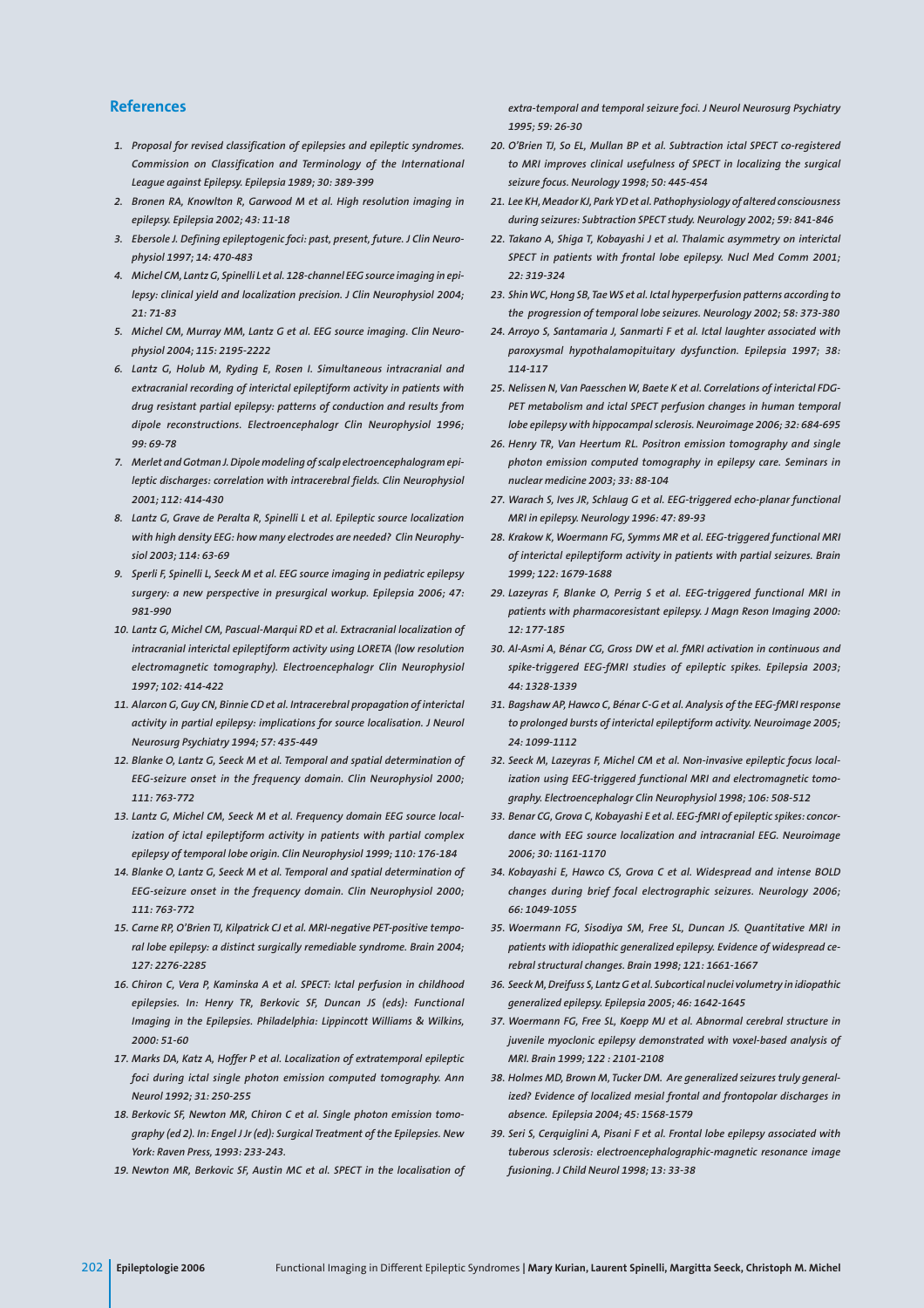## References

1. *Proposal for revised classification of epilepsies and epileptic syndromes. Commission on Classification and Terminology of the International League against Epilepsy. Epilepsia 1989; 30: 389-399*
2. *Bronen RA, Knowlton R, Garwood M et al. High resolution imaging in epilepsy. Epilepsia 2002; 43: 11-18*
3. *Ebersole J. Defining epileptogenic foci: past, present, future. J Clin Neurophysiol 1997; 14: 470-483*
4. *Michel CM, Lantz G, Spinelli L et al. 128-channel EEG source imaging in epilepsy: clinical yield and localization precision. J Clin Neurophysiol 2004; 21: 71-83*
5. *Michel CM, Murray MM, Lantz G et al. EEG source imaging. Clin Neurophysiol 2004; 115: 2195-2222*
6. *Lantz G, Holub M, Ryding E, Rosen I. Simultaneous intracranial and extracranial recording of interictal epileptiform activity in patients with drug resistant partial epilepsy: patterns of conduction and results from dipole reconstructions. Electroencephalogr Clin Neurophysiol 1996; 99: 69-78*
7. *Merlet and Gotman J. Dipole modeling of scalp electroencephalogram epileptic discharges: correlation with intracerebral fields. Clin Neurophysiol 2001; 112: 414-430*
8. *Lantz G, Grave de Peralta R, Spinelli L et al. Epileptic source localization with high density EEG: how many electrodes are needed? Clin Neurophysiol 2003; 114: 63-69*
9. *Sperli F, Spinelli L, Seeck M et al. EEG source imaging in pediatric epilepsy surgery: a new perspective in presurgical workup. Epilepsia 2006; 47: 981-990*
10. *Lantz G, Michel CM, Pascual-Marqui RD et al. Extracranial localization of intracranial interictal epileptiform activity using LORETA (low resolution electromagnetic tomography). Electroencephalogr Clin Neurophysiol 1997; 102: 414-422*
11. *Alarcon G, Guy CN, Binnie CD et al. Intracerebral propagation of interictal activity in partial epilepsy: implications for source localisation. J Neurol Neurosurg Psychiatry 1994; 57: 435-449*
12. *Blanke O, Lantz G, Seeck M et al. Temporal and spatial determination of EEG-seizure onset in the frequency domain. Clin Neurophysiol 2000; 111: 763-772*
13. *Lantz G, Michel CM, Seeck M et al. Frequency domain EEG source localization of ictal epileptiform activity in patients with partial complex epilepsy of temporal lobe origin. Clin Neurophysiol 1999; 110: 176-184*
14. *Blanke O, Lantz G, Seeck M et al. Temporal and spatial determination of EEG-seizure onset in the frequency domain. Clin Neurophysiol 2000; 111: 763-772*
15. *Carne RP, O'Brien TJ, Kilpatrick CJ et al. MRI-negative PET-positive temporal lobe epilepsy: a distinct surgically remediable syndrome. Brain 2004; 127: 2276-2285*
16. *Chiron C, Vera P, Kaminska A et al. SPECT: Ictal perfusion in childhood epilepsies. In: Henry TR, Berkovic SF, Duncan JS (eds): Functional Imaging in the Epilepsies. Philadelphia: Lippincott Williams & Wilkins, 2000: 51-60*
17. *Marks DA, Katz A, Hoffer P et al. Localization of extratemporal epileptic foci during ictal single photon emission computed tomography. Ann Neurol 1992; 31: 250-255*
18. *Berkovic SF, Newton MR, Chiron C et al. Single photon emission tomography (ed 2). In: Engel J Jr (ed): Surgical Treatment of the Epilepsies. New York: Raven Press, 1993: 233-243.*
19. *Newton MR, Berkovic SF, Austin MC et al. SPECT in the localisation of extra-temporal and temporal seizure foci. J Neurol Neurosurg Psychiatry 1995; 59: 26-30*
20. *O'Brien TJ, So EL, Mullan BP et al. Subtraction ictal SPECT co-registered to MRI improves clinical usefulness of SPECT in localizing the surgical seizure focus. Neurology 1998; 50: 445-454*
21. *Lee KH, Meador KJ, Park YD et al. Pathophysiology of altered consciousness during seizures: Subtraction SPECT study. Neurology 2002; 59: 841-846*
22. *Takano A, Shiga T, Kobayashi J et al. Thalamic asymmetry on interictal SPECT in patients with frontal lobe epilepsy. Nucl Med Comm 2001; 22: 319-324*
23. *Shin WC, Hong SB, Tae WS et al. Ictal hyperperfusion patterns according to the progression of temporal lobe seizures. Neurology 2002; 58: 373-380*
24. *Arroyo S, Santamaria J, Sanmarti F et al. Ictal laughter associated with paroxysmal hypothalamopituitary dysfunction. Epilepsia 1997; 38: 114-117*
25. *Nelissen N, Van Paesschen W, Baete K et al. Correlations of interictal FDG-PET metabolism and ictal SPECT perfusion changes in human temporal lobe epilepsy with hippocampal sclerosis. Neuroimage 2006; 32: 684-695*
26. *Henry TR, Van Heertum RL. Positron emission tomography and single photon emission computed tomography in epilepsy care. Seminars in nuclear medicine 2003; 33: 88-104*
27. *Warach S, Ives JR, Schlaug G et al. EEG-triggered echo-planar functional MRI in epilepsy. Neurology 1996: 47: 89-93*
28. *Krakow K, Woermann FG, Symms MR et al. EEG-triggered functional MRI of interictal epileptiform activity in patients with partial seizures. Brain 1999; 122: 1679-1688*
29. *Lazeyras F, Blanke O, Perrig S et al. EEG-triggered functional MRI in patients with pharmacoresistant epilepsy. J Magn Reson Imaging 2000: 12: 177-185*
30. *Al-Asmi A, Bénar CG, Gross DW et al. fMRI activation in continuous and spike-triggered EEG-fMRI studies of epileptic spikes. Epilepsia 2003; 44: 1328-1339*
31. *Bagshaw AP, Hawco C, Bénar C-G et al. Analysis of the EEG-fMRI response to prolonged bursts of interictal epileptiform activity. Neuroimage 2005; 24: 1099-1112*
32. *Seeck M, Lazeyras F, Michel CM et al. Non-invasive epileptic focus localization using EEG-triggered functional MRI and electromagnetic tomography. Electroencephalogr Clin Neurophysiol 1998; 106: 508-512*
33. *Benar CG, Grova C, Kobayashi E et al. EEG-fMRI of epileptic spikes: concordance with EEG source localization and intracranial EEG. Neuroimage 2006; 30: 1161-1170*
34. *Kobayashi E, Hawco CS, Grova C et al. Widespread and intense BOLD changes during brief focal electrographic seizures. Neurology 2006; 66: 1049-1055*
35. *Woermann FG, Sisodiya SM, Free SL, Duncan JS. Quantitative MRI in patients with idiopathic generalized epilepsy. Evidence of widespread cerebral structural changes. Brain 1998; 121: 1661-1667*
36. *Seeck M, Dreifuss S, Lantz G et al. Subcortical nuclei volumetry in idiopathic generalized epilepsy. Epilepsia 2005; 46: 1642-1645*
37. *Woermann FG, Free SL, Koepp MJ et al. Abnormal cerebral structure in juvenile myoclonic epilepsy demonstrated with voxel-based analysis of MRI. Brain 1999; 122 : 2101-2108*
38. *Holmes MD, Brown M, Tucker DM. Are generalized seizures truly generalized? Evidence of localized mesial frontal and frontopolar discharges in absence. Epilepsia 2004; 45: 1568-1579*
39. *Seri S, Cerquiglini A, Pisani F et al. Frontal lobe epilepsy associated with tuberous sclerosis: electroencephalographic-magnetic resonance image fusioning. J Child Neurol 1998; 13: 33-38*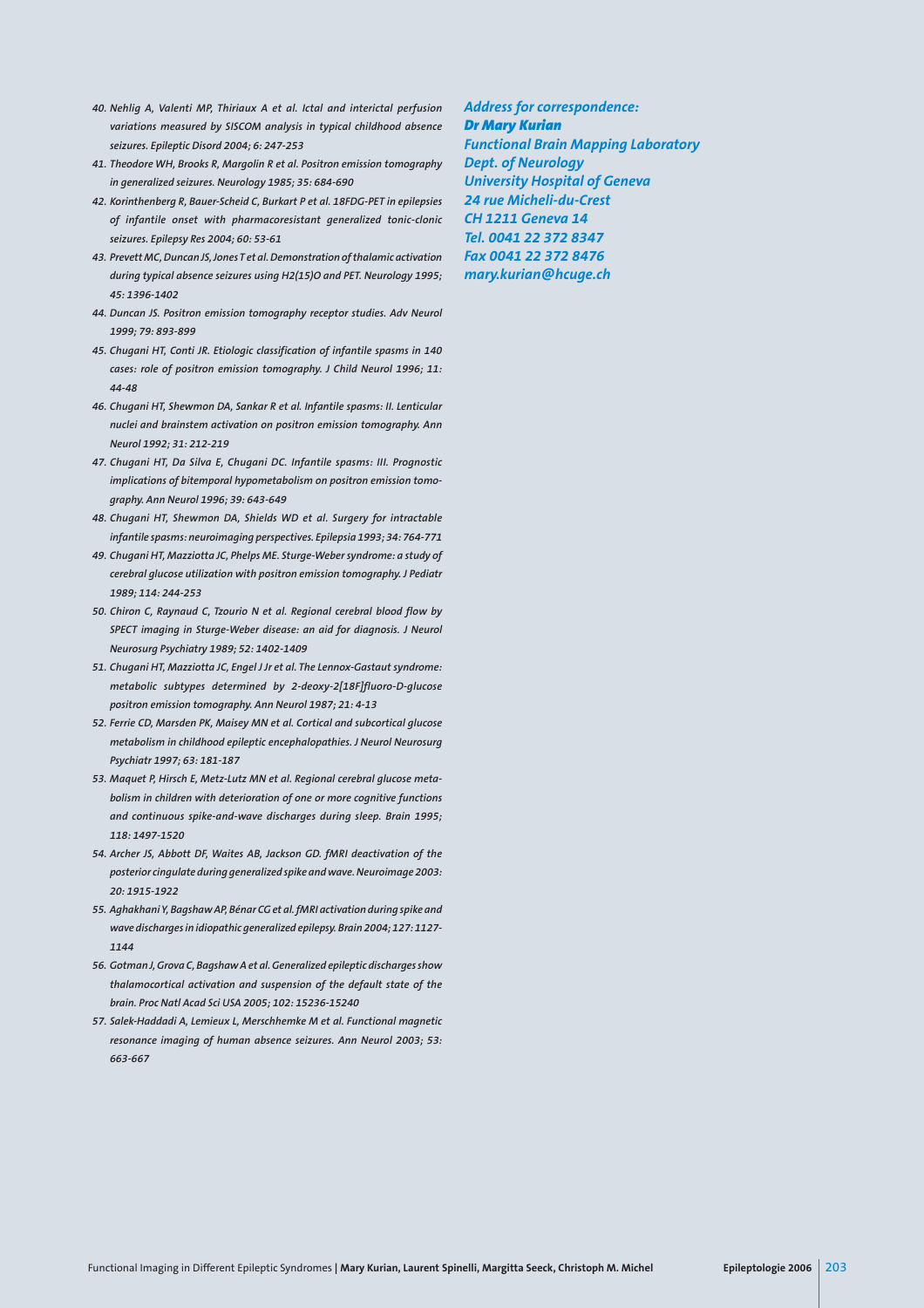40. *Nehlig A, Valenti MP, Thiriaux A et al. Ictal and interictal perfusion variations measured by SISCOM analysis in typical childhood absence seizures. Epileptic Disord 2004; 6: 247-253*

41. *Theodore WH, Brooks R, Margolin R et al. Positron emission tomography in generalized seizures. Neurology 1985; 35: 684-690*

42. *Korinthenberg R, Bauer-Scheid C, Burkart P et al. 18FDG-PET in epilepsies of infantile onset with pharmacoresistant generalized tonic-clonic seizures. Epilepsy Res 2004; 60: 53-61*

43. *Prevett MC, Duncan JS, Jones T et al. Demonstration of thalamic activation during typical absence seizures using H2(15)O and PET. Neurology 1995; 45: 1396-1402*

44. *Duncan JS. Positron emission tomography receptor studies. Adv Neurol 1999; 79: 893-899*

45. *Chugani HT, Conti JR. Etiologic classification of infantile spasms in 140 cases: role of positron emission tomography. J Child Neurol 1996; 11: 44-48*

46. *Chugani HT, Shewmon DA, Sankar R et al. Infantile spasms: II. Lenticular nuclei and brainstem activation on positron emission tomography. Ann Neurol 1992; 31: 212-219*

47. *Chugani HT, Da Silva E, Chugani DC. Infantile spasms: III. Prognostic implications of bitemporal hypometabolism on positron emission tomography. Ann Neurol 1996; 39: 643-649*

48. *Chugani HT, Shewmon DA, Shields WD et al. Surgery for intractable infantile spasms: neuroimaging perspectives. Epilepsia 1993; 34: 764-771*

49. *Chugani HT, Mazziotta JC, Phelps ME. Sturge-Weber syndrome: a study of cerebral glucose utilization with positron emission tomography. J Pediatr 1989; 114: 244-253*

50. *Chiron C, Raynaud C, Tzourio N et al. Regional cerebral blood flow by SPECT imaging in Sturge-Weber disease: an aid for diagnosis. J Neurol Neurosurg Psychiatry 1989; 52: 1402-1409*

51. *Chugani HT, Mazziotta JC, Engel J Jr et al. The Lennox-Gastaut syndrome: metabolic subtypes determined by 2-deoxy-2[18F]fluoro-D-glucose positron emission tomography. Ann Neurol 1987; 21: 4-13*

52. *Ferrie CD, Marsden PK, Maisey MN et al. Cortical and subcortical glucose metabolism in childhood epileptic encephalopathies. J Neurol Neurosurg Psychiatr 1997; 63: 181-187*

53. *Maquet P, Hirsch E, Metz-Lutz MN et al. Regional cerebral glucose metabolism in children with deterioration of one or more cognitive functions and continuous spike-and-wave discharges during sleep. Brain 1995; 118: 1497-1520*

54. *Archer JS, Abbott DF, Waites AB, Jackson GD. fMRI deactivation of the posterior cingulate during generalized spike and wave. Neuroimage 2003: 20: 1915-1922*

55. *Aghakhani Y, Bagshaw AP, Bénar CG et al. fMRI activation during spike and wave discharges in idiopathic generalized epilepsy. Brain 2004; 127: 1127-1144*

56. *Gotman J, Grova C, Bagshaw A et al. Generalized epileptic discharges show thalamocortical activation and suspension of the default state of the brain. Proc Natl Acad Sci USA 2005; 102: 15236-15240*

57. *Salek-Haddadi A, Lemieux L, Merschhemke M et al. Functional magnetic resonance imaging of human absence seizures. Ann Neurol 2003; 53: 663-667*

*Address for correspondence:*
***Dr Mary Kurian***
*Functional Brain Mapping Laboratory*
*Dept. of Neurology*
*University Hospital of Geneva*
*24 rue Micheli-du-Crest*
*CH 1211 Geneva 14*
*Tel. 0041 22 372 8347*
*Fax 0041 22 372 8476*
*mary.kurian@hcuge.ch*